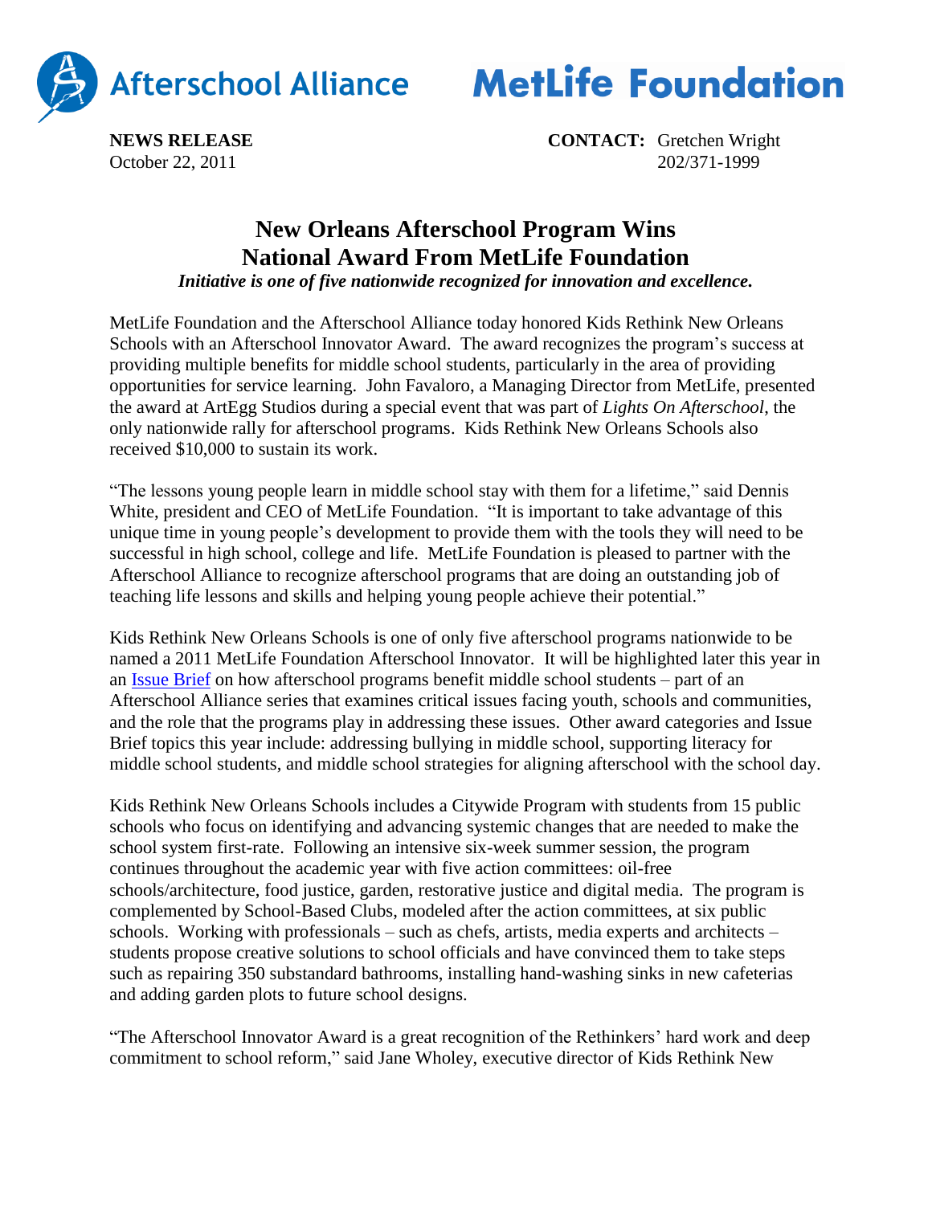Afterschool Alliance MetLife Foundation

**NEWS RELEASE**
October 22, 2011

**CONTACT:** Gretchen Wright
202/371-1999

# New Orleans Afterschool Program Wins National Award From MetLife Foundation

***Initiative is one of five nationwide recognized for innovation and excellence.***

MetLife Foundation and the Afterschool Alliance today honored Kids Rethink New Orleans Schools with an Afterschool Innovator Award. The award recognizes the program's success at providing multiple benefits for middle school students, particularly in the area of providing opportunities for service learning. John Favaloro, a Managing Director from MetLife, presented the award at ArtEgg Studios during a special event that was part of *Lights On Afterschool*, the only nationwide rally for afterschool programs. Kids Rethink New Orleans Schools also received $10,000 to sustain its work.

"The lessons young people learn in middle school stay with them for a lifetime," said Dennis White, president and CEO of MetLife Foundation. "It is important to take advantage of this unique time in young people's development to provide them with the tools they will need to be successful in high school, college and life. MetLife Foundation is pleased to partner with the Afterschool Alliance to recognize afterschool programs that are doing an outstanding job of teaching life lessons and skills and helping young people achieve their potential."

Kids Rethink New Orleans Schools is one of only five afterschool programs nationwide to be named a 2011 MetLife Foundation Afterschool Innovator. It will be highlighted later this year in an Issue Brief on how afterschool programs benefit middle school students – part of an Afterschool Alliance series that examines critical issues facing youth, schools and communities, and the role that the programs play in addressing these issues. Other award categories and Issue Brief topics this year include: addressing bullying in middle school, supporting literacy for middle school students, and middle school strategies for aligning afterschool with the school day.

Kids Rethink New Orleans Schools includes a Citywide Program with students from 15 public schools who focus on identifying and advancing systemic changes that are needed to make the school system first-rate. Following an intensive six-week summer session, the program continues throughout the academic year with five action committees: oil-free schools/architecture, food justice, garden, restorative justice and digital media. The program is complemented by School-Based Clubs, modeled after the action committees, at six public schools. Working with professionals – such as chefs, artists, media experts and architects – students propose creative solutions to school officials and have convinced them to take steps such as repairing 350 substandard bathrooms, installing hand-washing sinks in new cafeterias and adding garden plots to future school designs.

"The Afterschool Innovator Award is a great recognition of the Rethinkers' hard work and deep commitment to school reform," said Jane Wholey, executive director of Kids Rethink New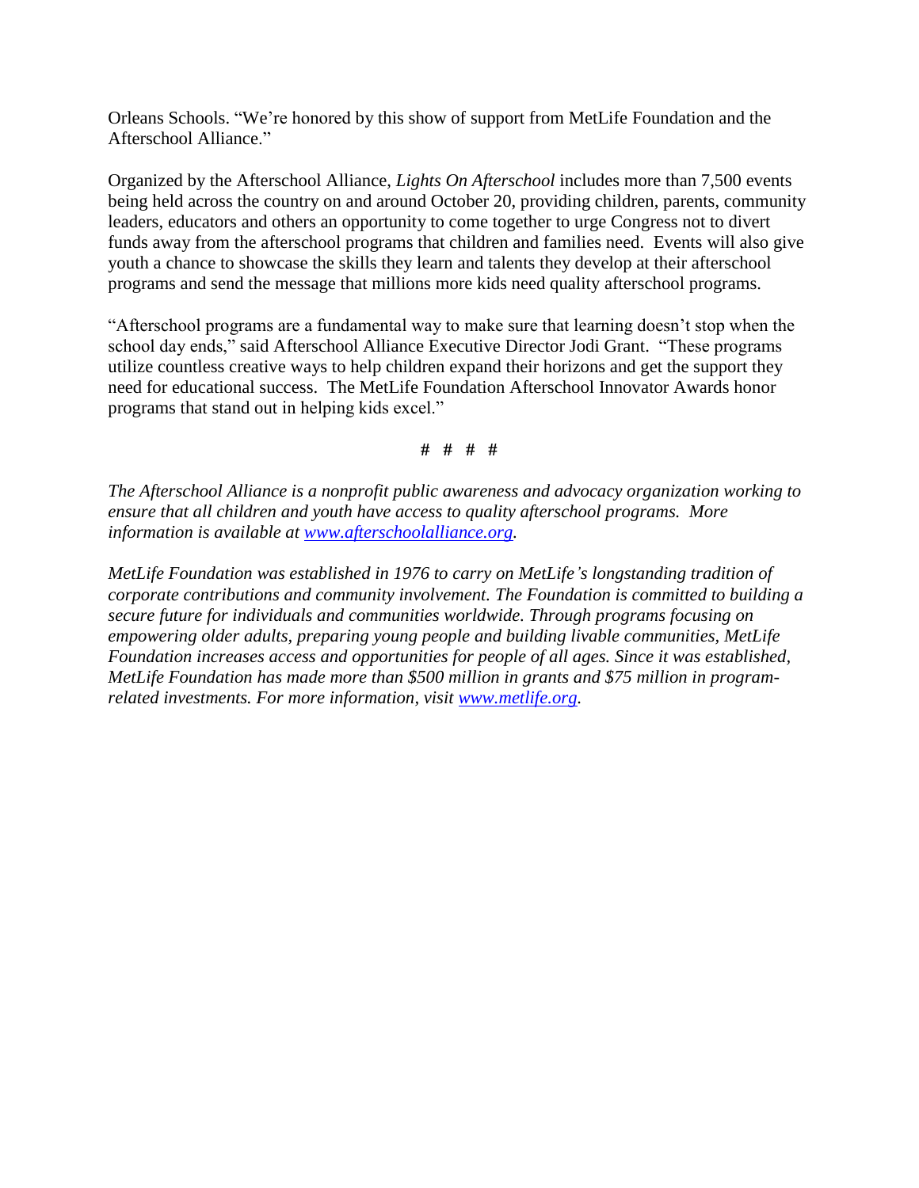Orleans Schools. "We're honored by this show of support from MetLife Foundation and the Afterschool Alliance."

Organized by the Afterschool Alliance, *Lights On Afterschool* includes more than 7,500 events being held across the country on and around October 20, providing children, parents, community leaders, educators and others an opportunity to come together to urge Congress not to divert funds away from the afterschool programs that children and families need. Events will also give youth a chance to showcase the skills they learn and talents they develop at their afterschool programs and send the message that millions more kids need quality afterschool programs.

"Afterschool programs are a fundamental way to make sure that learning doesn't stop when the school day ends," said Afterschool Alliance Executive Director Jodi Grant. "These programs utilize countless creative ways to help children expand their horizons and get the support they need for educational success. The MetLife Foundation Afterschool Innovator Awards honor programs that stand out in helping kids excel."

**# # # #**

*The Afterschool Alliance is a nonprofit public awareness and advocacy organization working to ensure that all children and youth have access to quality afterschool programs. More information is available at [www.afterschoolalliance.org](http://www.afterschoolalliance.org).*

*MetLife Foundation was established in 1976 to carry on MetLife's longstanding tradition of corporate contributions and community involvement. The Foundation is committed to building a secure future for individuals and communities worldwide. Through programs focusing on empowering older adults, preparing young people and building livable communities, MetLife Foundation increases access and opportunities for people of all ages. Since it was established, MetLife Foundation has made more than $500 million in grants and $75 million in program-related investments. For more information, visit [www.metlife.org](http://www.metlife.org).*